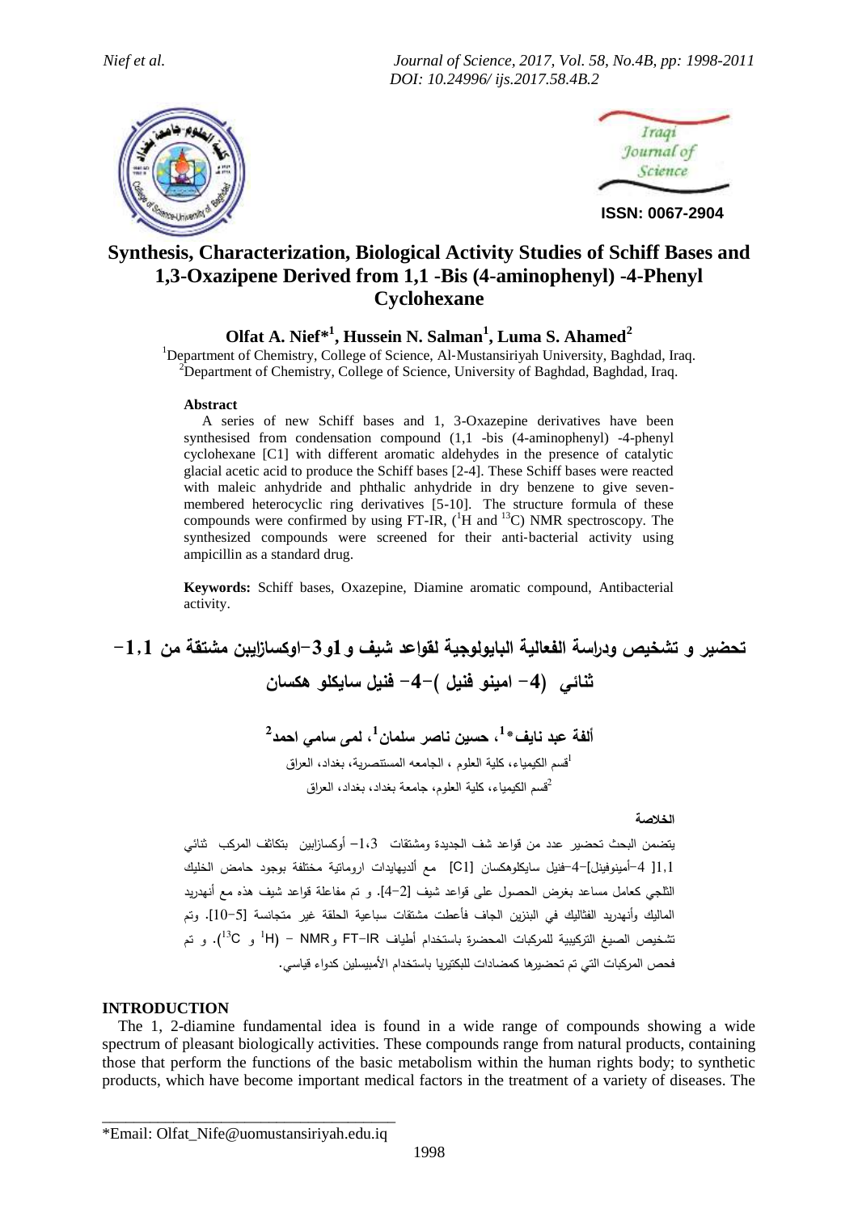# Synthesis, Characterization, Biological Activity Studies of Schiff Bases and 1,3-Oxazipene Derived from 1,1 -Bis (4-aminophenyl) -4-Phenyl Cyclohexane

**Olfat A. Nief*[1], Hussein N. Salman[1], Luma S. Ahamed[2]**

[1]Department of Chemistry, College of Science, Al-Mustansiriyah University, Baghdad, Iraq.
[2]Department of Chemistry, College of Science, University of Baghdad, Baghdad, Iraq.

### Abstract

A series of new Schiff bases and 1, 3-Oxazepine derivatives have been synthesised from condensation compound (1,1 -bis (4-aminophenyl) -4-phenyl cyclohexane [C1] with different aromatic aldehydes in the presence of catalytic glacial acetic acid to produce the Schiff bases [2-4]. These Schiff bases were reacted with maleic anhydride and phthalic anhydride in dry benzene to give seven-membered heterocyclic ring derivatives [5-10]. The structure formula of these compounds were confirmed by using FT-IR, ($^{1}$H and $^{13}$C) NMR spectroscopy. The synthesized compounds were screened for their anti-bacterial activity using ampicillin as a standard drug.

**Keywords:** Schiff bases, Oxazepine, Diamine aromatic compound, Antibacterial activity.

# تحضير و تشخيص ودراسة الفعالية البايولوجية لقواعد شيف و1و3-اوكسازيبين مشتقة من 1,1- ثنائي (4- امينو فنيل )-4- فنيل سايكلو هكسان

**ألفة عبد نايف*[1]، حسين ناصر سلمان[1]، لمى سامي احمد[2]**

[1]قسم الكيمياء، كلية العلوم ، الجامعه المستنصرية، بغداد، العراق

[2]قسم الكيمياء، كلية العلوم، جامعة بغداد، بغداد، العراق

### الخلاصة

يتضمن البحث تحضير عدد من قواعد شف الجديدة ومشتقات 1،3- أوكسازابين بتكاثف المركب ثنائي 1,1[ 4-أمينوفينل]-4-فنيل سايكلوهكسان [C1] مع ألديهايدات اروماتية مختلفة بوجود حامض الخليك الثلجي كعامل مساعد بغرض الحصول على قواعد شيف [2-4]. و تم مفاعلة قواعد شيف هذه مع أنهدريد الماليك وأنهدريد الفثاليك في البنزين الجاف فأعطت مشتقات سباعية الحلقة غير متجانسة [5-10]. وتم تشخيص الصيغ التركيبية للمركبات المحضرة باستخدام أطياف FT-IR و NMR - ($^{1}$H و $^{13}$C). و تم فحص المركبات التي تم تحضيرها كمضادات للبكتريا باستخدام الأمبيسلين كدواء قياسي.

## INTRODUCTION

The 1, 2-diamine fundamental idea is found in a wide range of compounds showing a wide spectrum of pleasant biologically activities. These compounds range from natural products, containing those that perform the functions of the basic metabolism within the human rights body; to synthetic products, which have become important medical factors in the treatment of a variety of diseases. The

\*Email: Olfat_Nife@uomustansiriyah.edu.iq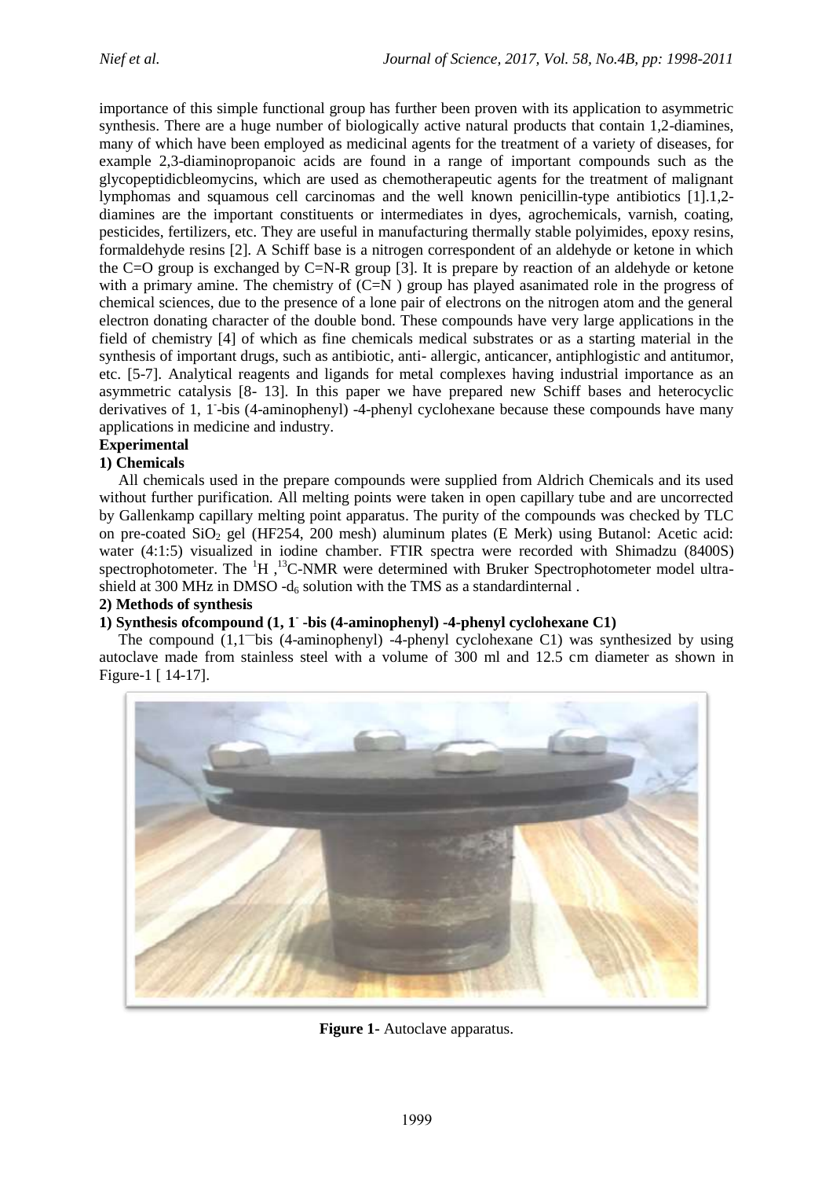importance of this simple functional group has further been proven with its application to asymmetric synthesis. There are a huge number of biologically active natural products that contain 1,2-diamines, many of which have been employed as medicinal agents for the treatment of a variety of diseases, for example 2,3-diaminopropanoic acids are found in a range of important compounds such as the glycopeptidicbleomycins, which are used as chemotherapeutic agents for the treatment of malignant lymphomas and squamous cell carcinomas and the well known penicillin-type antibiotics [1].1,2-diamines are the important constituents or intermediates in dyes, agrochemicals, varnish, coating, pesticides, fertilizers, etc. They are useful in manufacturing thermally stable polyimides, epoxy resins, formaldehyde resins [2]. A Schiff base is a nitrogen correspondent of an aldehyde or ketone in which the C=O group is exchanged by C=N-R group [3]. It is prepare by reaction of an aldehyde or ketone with a primary amine. The chemistry of (C=N ) group has played asanimated role in the progress of chemical sciences, due to the presence of a lone pair of electrons on the nitrogen atom and the general electron donating character of the double bond. These compounds have very large applications in the field of chemistry [4] of which as fine chemicals medical substrates or as a starting material in the synthesis of important drugs, such as antibiotic, anti- allergic, anticancer, antiphlogistic and antitumor, etc. [5-7]. Analytical reagents and ligands for metal complexes having industrial importance as an asymmetric catalysis [8- 13]. In this paper we have prepared new Schiff bases and heterocyclic derivatives of 1, 1ˉ-bis (4-aminophenyl) -4-phenyl cyclohexane because these compounds have many applications in medicine and industry.

**Experimental**

**1) Chemicals**

All chemicals used in the prepare compounds were supplied from Aldrich Chemicals and its used without further purification. All melting points were taken in open capillary tube and are uncorrected by Gallenkamp capillary melting point apparatus. The purity of the compounds was checked by TLC on pre-coated $SiO_2$ gel (HF254, 200 mesh) aluminum plates (E Merk) using Butanol: Acetic acid: water (4:1:5) visualized in iodine chamber. FTIR spectra were recorded with Shimadzu (8400S) spectrophotometer. The $^1H$ ,$^{13}C$-NMR were determined with Bruker Spectrophotometer model ultra-shield at 300 MHz in DMSO -$d_6$ solution with the TMS as a standardinternal .

**2) Methods of synthesis**

**1) Synthesis ofcompound (1, 1ˉ -bis (4-aminophenyl) -4-phenyl cyclohexane C1)**

The compound (1,1ˉˉbis (4-aminophenyl) -4-phenyl cyclohexane C1) was synthesized by using autoclave made from stainless steel with a volume of 300 ml and 12.5 cm diameter as shown in Figure-1 [ 14-17].

**Figure 1-** Autoclave apparatus.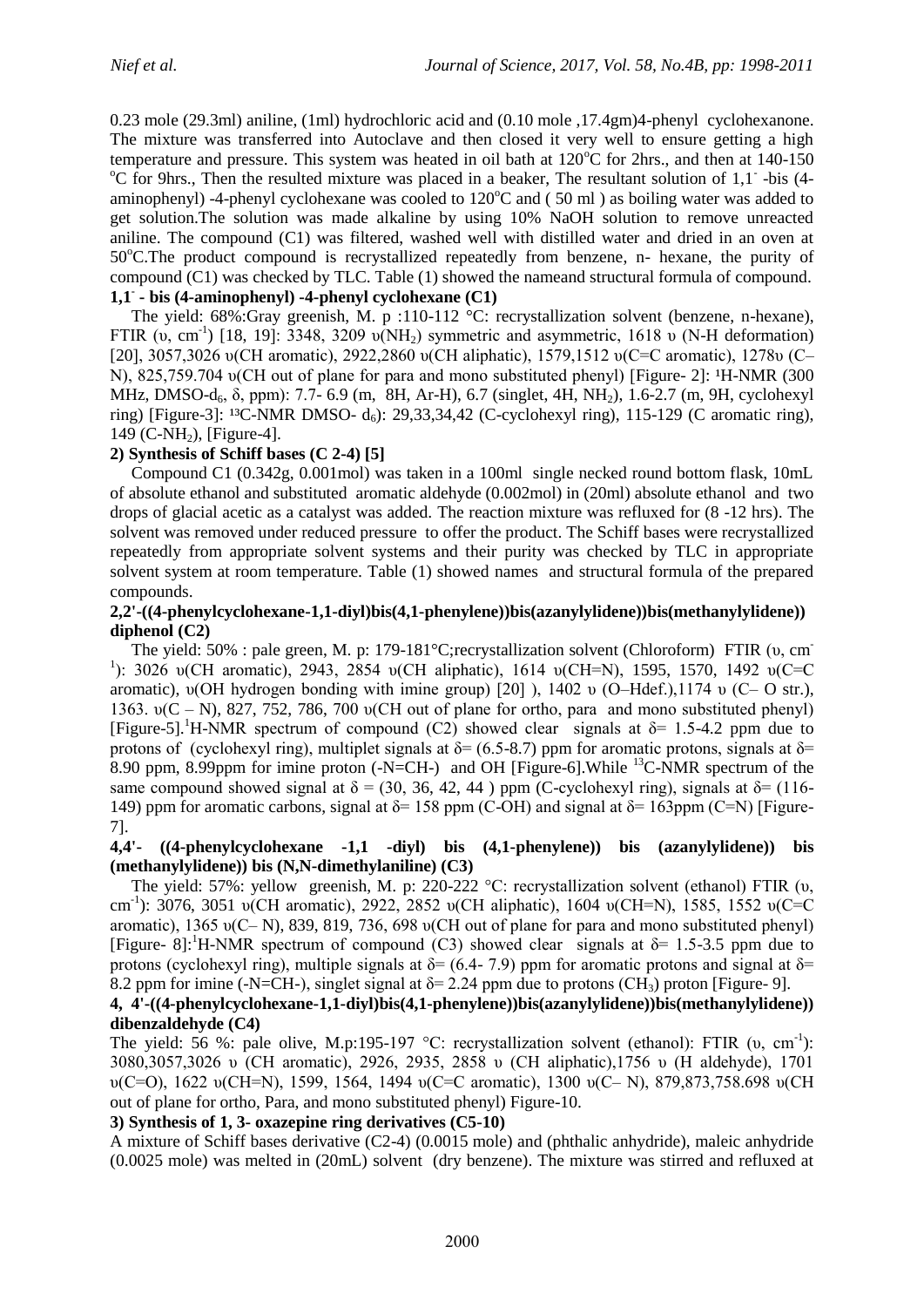0.23 mole (29.3ml) aniline, (1ml) hydrochloric acid and (0.10 mole ,17.4gm)4-phenyl cyclohexanone. The mixture was transferred into Autoclave and then closed it very well to ensure getting a high temperature and pressure. This system was heated in oil bath at 120°C for 2hrs., and then at 140-150 °C for 9hrs., Then the resulted mixture was placed in a beaker, The resultant solution of 1,1ˉ -bis (4-aminophenyl) -4-phenyl cyclohexane was cooled to 120°C and ( 50 ml ) as boiling water was added to get solution.The solution was made alkaline by using 10% NaOH solution to remove unreacted aniline. The compound (C1) was filtered, washed well with distilled water and dried in an oven at 50°C.The product compound is recrystallized repeatedly from benzene, n- hexane, the purity of compound (C1) was checked by TLC. Table (1) showed the nameand structural formula of compound.

**1,1ˉ - bis (4-aminophenyl) -4-phenyl cyclohexane (C1)**

The yield: 68%:Gray greenish, M. p :110-112 °C: recrystallization solvent (benzene, n-hexane), FTIR (υ, $cm^{-1}$) [18, 19]: 3348, 3209 υ($NH_2$) symmetric and asymmetric, 1618 υ (N-H deformation) [20], 3057,3026 υ(CH aromatic), 2922,2860 υ(CH aliphatic), 1579,1512 υ(C=C aromatic), 1278υ (C–N), 825,759.704 υ(CH out of plane for para and mono substituted phenyl) [Figure- 2]: ¹H-NMR (300 MHz, DMSO-$d_6$, δ, ppm): 7.7- 6.9 (m, 8H, Ar-H), 6.7 (singlet, 4H, $NH_2$), 1.6-2.7 (m, 9H, cyclohexyl ring) [Figure-3]: ¹³C-NMR DMSO- $d_6$): 29,33,34,42 (C-cyclohexyl ring), 115-129 (C aromatic ring), 149 (C-$NH_2$), [Figure-4].

**2) Synthesis of Schiff bases (C 2-4) [5]**

Compound C1 (0.342g, 0.001mol) was taken in a 100ml single necked round bottom flask, 10mL of absolute ethanol and substituted aromatic aldehyde (0.002mol) in (20ml) absolute ethanol and two drops of glacial acetic as a catalyst was added. The reaction mixture was refluxed for (8 -12 hrs). The solvent was removed under reduced pressure to offer the product. The Schiff bases were recrystallized repeatedly from appropriate solvent systems and their purity was checked by TLC in appropriate solvent system at room temperature. Table (1) showed names and structural formula of the prepared compounds.

**2,2'-((4-phenylcyclohexane-1,1-diyl)bis(4,1-phenylene))bis(azanylylidene))bis(methanylylidene)) diphenol (C2)**

The yield: 50% : pale green, M. p: 179-181°C;recrystallization solvent (Chloroform) FTIR (υ, $cm^{-1}$): 3026 υ(CH aromatic), 2943, 2854 υ(CH aliphatic), 1614 υ(CH=N), 1595, 1570, 1492 υ(C=C aromatic), υ(OH hydrogen bonding with imine group) [20] ), 1402 υ (O–Hdef.),1174 υ (C– O str.), 1363. υ(C – N), 827, 752, 786, 700 υ(CH out of plane for ortho, para and mono substituted phenyl) [Figure-5].¹H-NMR spectrum of compound (C2) showed clear signals at δ= 1.5-4.2 ppm due to protons of (cyclohexyl ring), multiplet signals at δ= (6.5-8.7) ppm for aromatic protons, signals at δ= 8.90 ppm, 8.99ppm for imine proton (-N=CH-) and OH [Figure-6].While ¹³C-NMR spectrum of the same compound showed signal at δ = (30, 36, 42, 44 ) ppm (C-cyclohexyl ring), signals at δ= (116-149) ppm for aromatic carbons, signal at δ= 158 ppm (C-OH) and signal at δ= 163ppm (C=N) [Figure-7].

**4,4'- ((4-phenylcyclohexane -1,1 -diyl) bis (4,1-phenylene)) bis (azanylylidene)) bis (methanylylidene)) bis (N,N-dimethylaniline) (C3)**

The yield: 57%: yellow greenish, M. p: 220-222 °C: recrystallization solvent (ethanol) FTIR (υ, $cm^{-1}$): 3076, 3051 υ(CH aromatic), 2922, 2852 υ(CH aliphatic), 1604 υ(CH=N), 1585, 1552 υ(C=C aromatic), 1365 υ(C– N), 839, 819, 736, 698 υ(CH out of plane for para and mono substituted phenyl) [Figure- 8]:¹H-NMR spectrum of compound (C3) showed clear signals at δ= 1.5-3.5 ppm due to protons (cyclohexyl ring), multiple signals at δ= (6.4- 7.9) ppm for aromatic protons and signal at δ= 8.2 ppm for imine (-N=CH-), singlet signal at δ= 2.24 ppm due to protons ($CH_3$) proton [Figure- 9].

**4, 4'-((4-phenylcyclohexane-1,1-diyl)bis(4,1-phenylene))bis(azanylylidene))bis(methanylylidene)) dibenzaldehyde (C4)**

The yield: 56 %: pale olive, M.p:195-197 °C: recrystallization solvent (ethanol): FTIR (υ, $cm^{-1}$): 3080,3057,3026 υ (CH aromatic), 2926, 2935, 2858 υ (CH aliphatic),1756 υ (H aldehyde), 1701 υ(C=O), 1622 υ(CH=N), 1599, 1564, 1494 υ(C=C aromatic), 1300 υ(C– N), 879,873,758.698 υ(CH out of plane for ortho, Para, and mono substituted phenyl) Figure-10.

**3) Synthesis of 1, 3- oxazepine ring derivatives (C5-10)**

A mixture of Schiff bases derivative (C2-4) (0.0015 mole) and (phthalic anhydride), maleic anhydride (0.0025 mole) was melted in (20mL) solvent (dry benzene). The mixture was stirred and refluxed at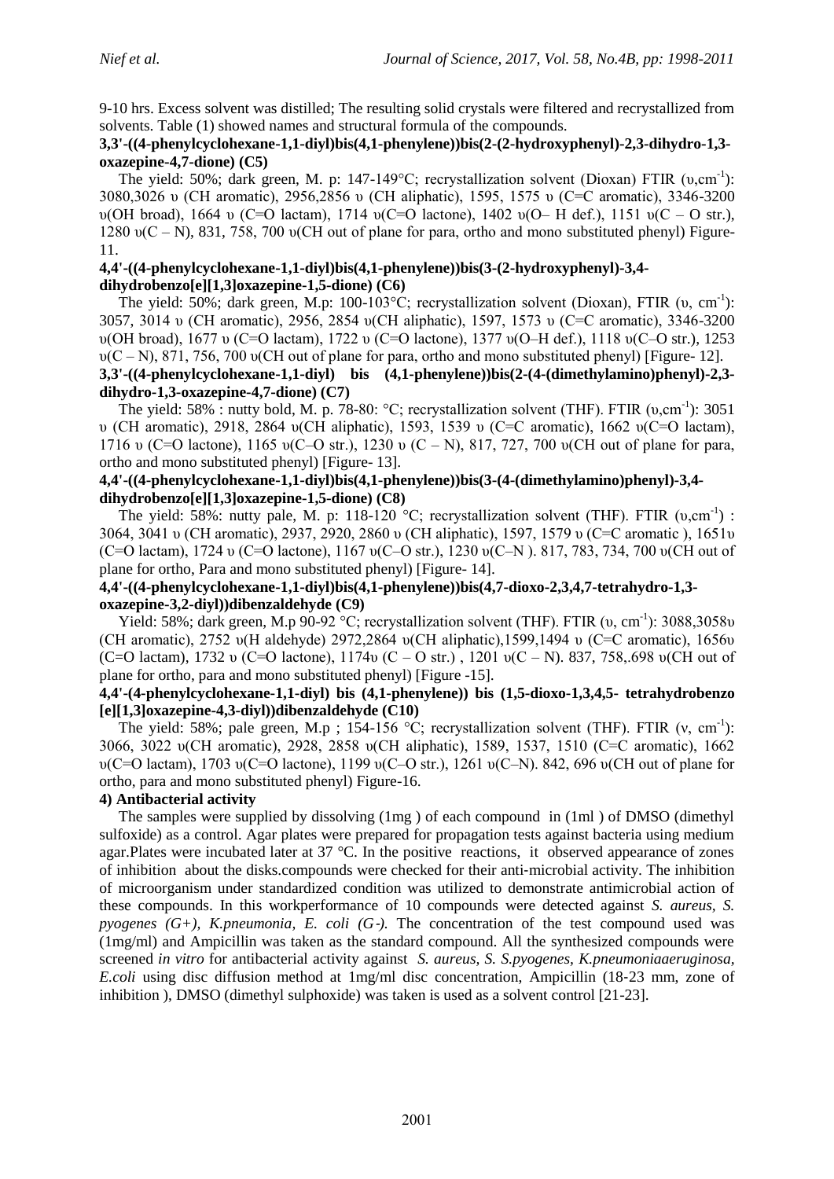9-10 hrs. Excess solvent was distilled; The resulting solid crystals were filtered and recrystallized from solvents. Table (1) showed names and structural formula of the compounds.

**3,3'-((4-phenylcyclohexane-1,1-diyl)bis(4,1-phenylene))bis(2-(2-hydroxyphenyl)-2,3-dihydro-1,3-oxazepine-4,7-dione) (C5)**

The yield: 50%; dark green, M. p: 147-149°C; recrystallization solvent (Dioxan) FTIR (υ,cm$^{-1}$): 3080,3026 υ (CH aromatic), 2956,2856 υ (CH aliphatic), 1595, 1575 υ (C=C aromatic), 3346-3200 υ(OH broad), 1664 υ (C=O lactam), 1714 υ(C=O lactone), 1402 υ(O– H def.), 1151 υ(C – O str.), 1280 υ(C – N), 831, 758, 700 υ(CH out of plane for para, ortho and mono substituted phenyl) Figure-11.

**4,4'-((4-phenylcyclohexane-1,1-diyl)bis(4,1-phenylene))bis(3-(2-hydroxyphenyl)-3,4-dihydrobenzo[e][1,3]oxazepine-1,5-dione) (C6)**

The yield: 50%; dark green, M.p: 100-103°C; recrystallization solvent (Dioxan), FTIR (υ, cm$^{-1}$): 3057, 3014 υ (CH aromatic), 2956, 2854 υ(CH aliphatic), 1597, 1573 υ (C=C aromatic), 3346-3200 υ(OH broad), 1677 υ (C=O lactam), 1722 υ (C=O lactone), 1377 υ(O–H def.), 1118 υ(C–O str.), 1253 υ(C – N), 871, 756, 700 υ(CH out of plane for para, ortho and mono substituted phenyl) [Figure- 12].

**3,3'-((4-phenylcyclohexane-1,1-diyl) bis (4,1-phenylene))bis(2-(4-(dimethylamino)phenyl)-2,3-dihydro-1,3-oxazepine-4,7-dione) (C7)**

The yield: 58% : nutty bold, M. p. 78-80: °C; recrystallization solvent (THF). FTIR (υ,cm$^{-1}$): 3051 υ (CH aromatic), 2918, 2864 υ(CH aliphatic), 1593, 1539 υ (C=C aromatic), 1662 υ(C=O lactam), 1716 υ (C=O lactone), 1165 υ(C–O str.), 1230 υ (C – N), 817, 727, 700 υ(CH out of plane for para, ortho and mono substituted phenyl) [Figure- 13].

**4,4'-((4-phenylcyclohexane-1,1-diyl)bis(4,1-phenylene))bis(3-(4-(dimethylamino)phenyl)-3,4-dihydrobenzo[e][1,3]oxazepine-1,5-dione) (C8)**

The yield: 58%: nutty pale, M. p: 118-120 °C; recrystallization solvent (THF). FTIR (υ,cm$^{-1}$) : 3064, 3041 υ (CH aromatic), 2937, 2920, 2860 υ (CH aliphatic), 1597, 1579 υ (C=C aromatic ), 1651υ (C=O lactam), 1724 υ (C=O lactone), 1167 υ(C–O str.), 1230 υ(C–N ). 817, 783, 734, 700 υ(CH out of plane for ortho, Para and mono substituted phenyl) [Figure- 14].

**4,4'-((4-phenylcyclohexane-1,1-diyl)bis(4,1-phenylene))bis(4,7-dioxo-2,3,4,7-tetrahydro-1,3-oxazepine-3,2-diyl))dibenzaldehyde (C9)**

Yield: 58%; dark green, M.p 90-92 °C; recrystallization solvent (THF). FTIR (υ, cm$^{-1}$): 3088,3058υ (CH aromatic), 2752 υ(H aldehyde) 2972,2864 υ(CH aliphatic),1599,1494 υ (C=C aromatic), 1656υ (C=O lactam), 1732 υ (C=O lactone), 1174υ (C – O str.) , 1201 υ(C – N). 837, 758,.698 υ(CH out of plane for ortho, para and mono substituted phenyl) [Figure -15].

**4,4'-(4-phenylcyclohexane-1,1-diyl) bis (4,1-phenylene)) bis (1,5-dioxo-1,3,4,5- tetrahydrobenzo [e][1,3]oxazepine-4,3-diyl))dibenzaldehyde (C10)**

The yield: 58%; pale green, M.p ; 154-156 °C; recrystallization solvent (THF). FTIR (ν, cm$^{-1}$): 3066, 3022 υ(CH aromatic), 2928, 2858 υ(CH aliphatic), 1589, 1537, 1510 (C=C aromatic), 1662 υ(C=O lactam), 1703 υ(C=O lactone), 1199 υ(C–O str.), 1261 υ(C–N). 842, 696 υ(CH out of plane for ortho, para and mono substituted phenyl) Figure-16.

**4) Antibacterial activity**

The samples were supplied by dissolving (1mg ) of each compound in (1ml ) of DMSO (dimethyl sulfoxide) as a control. Agar plates were prepared for propagation tests against bacteria using medium agar.Plates were incubated later at 37 °C. In the positive reactions, it observed appearance of zones of inhibition about the disks.compounds were checked for their anti-microbial activity. The inhibition of microorganism under standardized condition was utilized to demonstrate antimicrobial action of these compounds. In this workperformance of 10 compounds were detected against *S. aureus, S. pyogenes (G+), K.pneumonia, E. coli (G-).* The concentration of the test compound used was (1mg/ml) and Ampicillin was taken as the standard compound. All the synthesized compounds were screened *in vitro* for antibacterial activity against *S. aureus, S. S.pyogenes, K.pneumoniaaeruginosa, E.coli* using disc diffusion method at 1mg/ml disc concentration, Ampicillin (18-23 mm, zone of inhibition ), DMSO (dimethyl sulphoxide) was taken is used as a solvent control [21-23].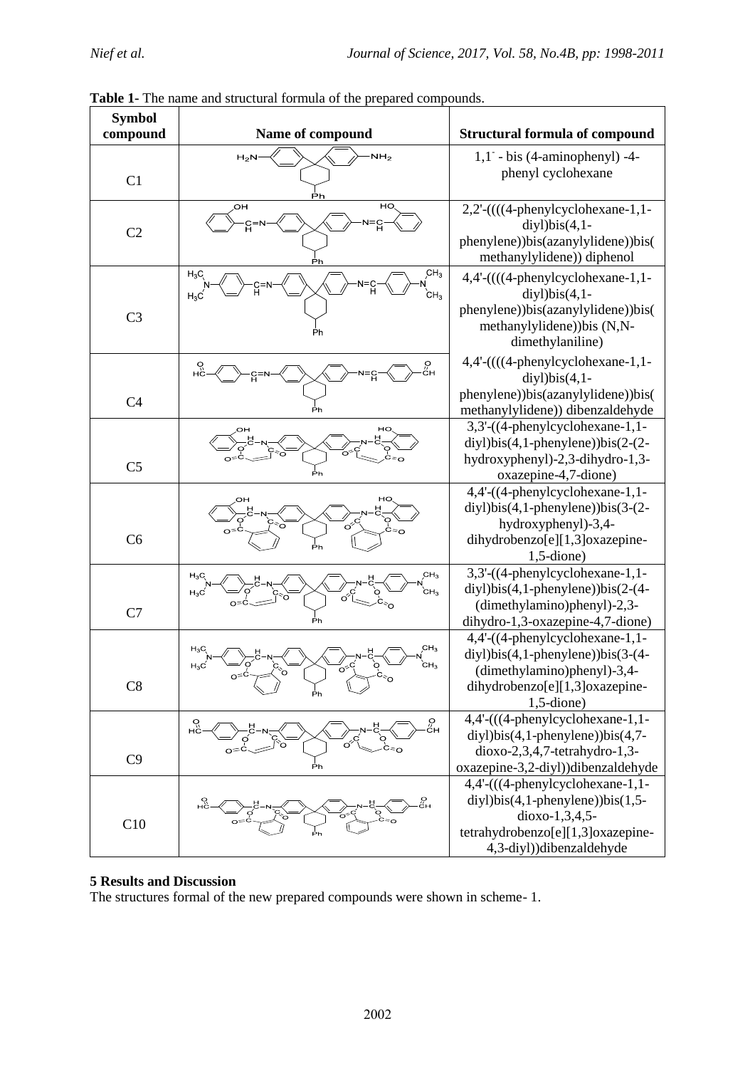**Table 1**- The name and structural formula of the prepared compounds.

| Symbol compound | Name of compound | Structural formula of compound |
|---|---|---|
| C1 | | 1,1`- bis (4-aminophenyl) -4-phenyl cyclohexane |
| C2 | | 2,2'-((((4-phenylcyclohexane-1,1-diyl)bis(4,1-phenylene))bis(azanylylidene))bis(methanylylidene)) diphenol |
| C3 | | 4,4'-((((4-phenylcyclohexane-1,1-diyl)bis(4,1-phenylene))bis(azanylylidene))bis(methanylylidene))bis (N,N-dimethylaniline) |
| C4 | | 4,4'-((((4-phenylcyclohexane-1,1-diyl)bis(4,1-phenylene))bis(azanylylidene))bis(methanylylidene)) dibenzaldehyde |
| C5 | | 3,3'-((4-phenylcyclohexane-1,1-diyl)bis(4,1-phenylene))bis(2-(2-hydroxyphenyl)-2,3-dihydro-1,3-oxazepine-4,7-dione) |
| C6 | | 4,4'-((4-phenylcyclohexane-1,1-diyl)bis(4,1-phenylene))bis(3-(2-hydroxyphenyl)-3,4-dihydrobenzo[e][1,3]oxazepine-1,5-dione) |
| C7 | | 3,3'-((4-phenylcyclohexane-1,1-diyl)bis(4,1-phenylene))bis(2-(4-(dimethylamino)phenyl)-2,3-dihydro-1,3-oxazepine-4,7-dione) |
| C8 | | 4,4'-((4-phenylcyclohexane-1,1-diyl)bis(4,1-phenylene))bis(3-(4-(dimethylamino)phenyl)-3,4-dihydrobenzo[e][1,3]oxazepine-1,5-dione) |
| C9 | | 4,4'-(((4-phenylcyclohexane-1,1-diyl)bis(4,1-phenylene))bis(4,7-dioxo-2,3,4,7-tetrahydro-1,3-oxazepine-3,2-diyl))dibenzaldehyde |
| C10 | | 4,4'-(((4-phenylcyclohexane-1,1-diyl)bis(4,1-phenylene))bis(1,5-dioxo-1,3,4,5-tetrahydrobenzo[e][1,3]oxazepine-4,3-diyl))dibenzaldehyde |

## 5 Results and Discussion

The structures formal of the new prepared compounds were shown in scheme- 1.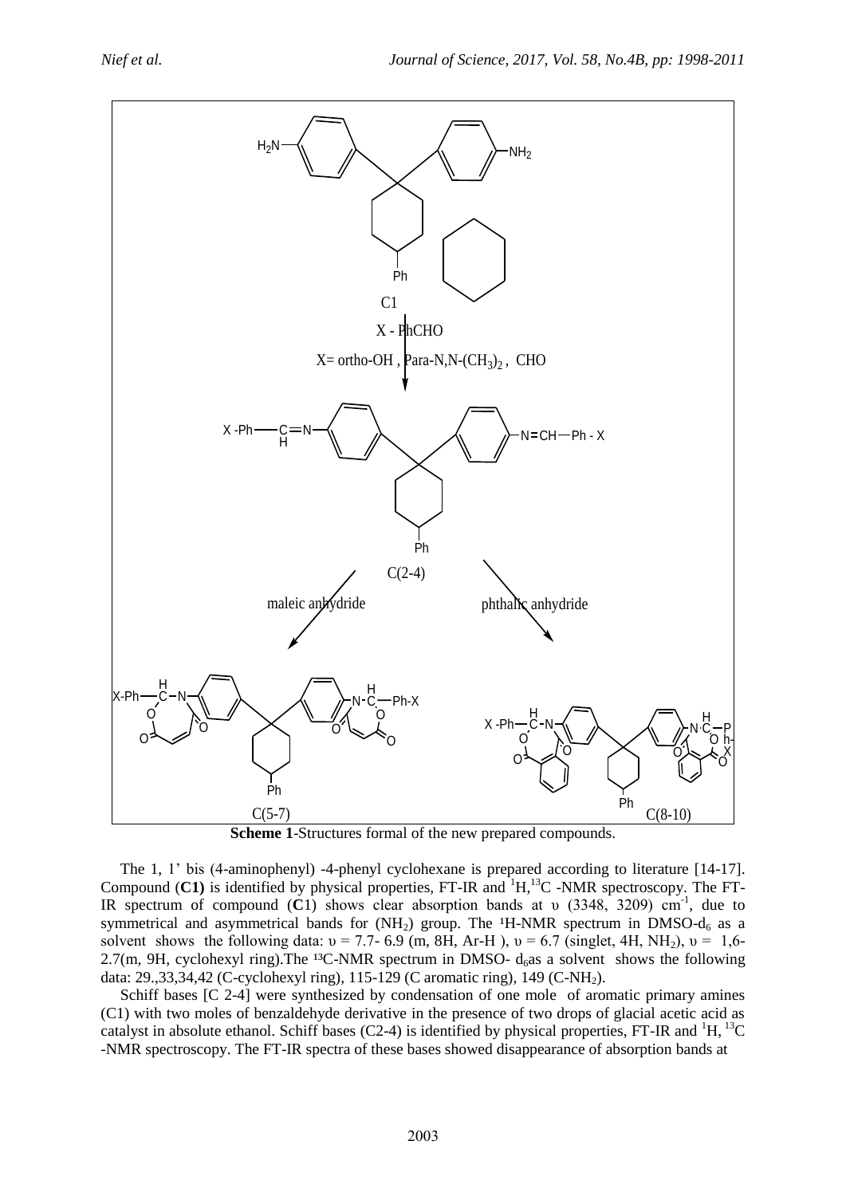**Scheme 1**-Structures formal of the new prepared compounds.

The 1, 1' bis (4-aminophenyl) -4-phenyl cyclohexane is prepared according to literature [14-17]. Compound (**C1)** is identified by physical properties, FT-IR and $^{1}$H,$^{13}$C -NMR spectroscopy. The FT-IR spectrum of compound (**C**1) shows clear absorption bands at υ (3348, 3209) $cm^{-1}$, due to symmetrical and asymmetrical bands for ($NH_2$) group. The $^{1}$H-NMR spectrum in DMSO-$d_6$ as a solvent shows the following data: υ = 7.7- 6.9 (m, 8H, Ar-H ), υ = 6.7 (singlet, 4H, $NH_2$), υ = 1,6-2.7(m, 9H, cyclohexyl ring).The $^{13}$C-NMR spectrum in DMSO- $d_6$as a solvent shows the following data: 29.,33,34,42 (C-cyclohexyl ring), 115-129 (C aromatic ring), 149 (C-$NH_2$).

Schiff bases [C 2-4] were synthesized by condensation of one mole of aromatic primary amines (C1) with two moles of benzaldehyde derivative in the presence of two drops of glacial acetic acid as catalyst in absolute ethanol. Schiff bases (C2-4) is identified by physical properties, FT-IR and $^{1}$H, $^{13}$C -NMR spectroscopy. The FT-IR spectra of these bases showed disappearance of absorption bands at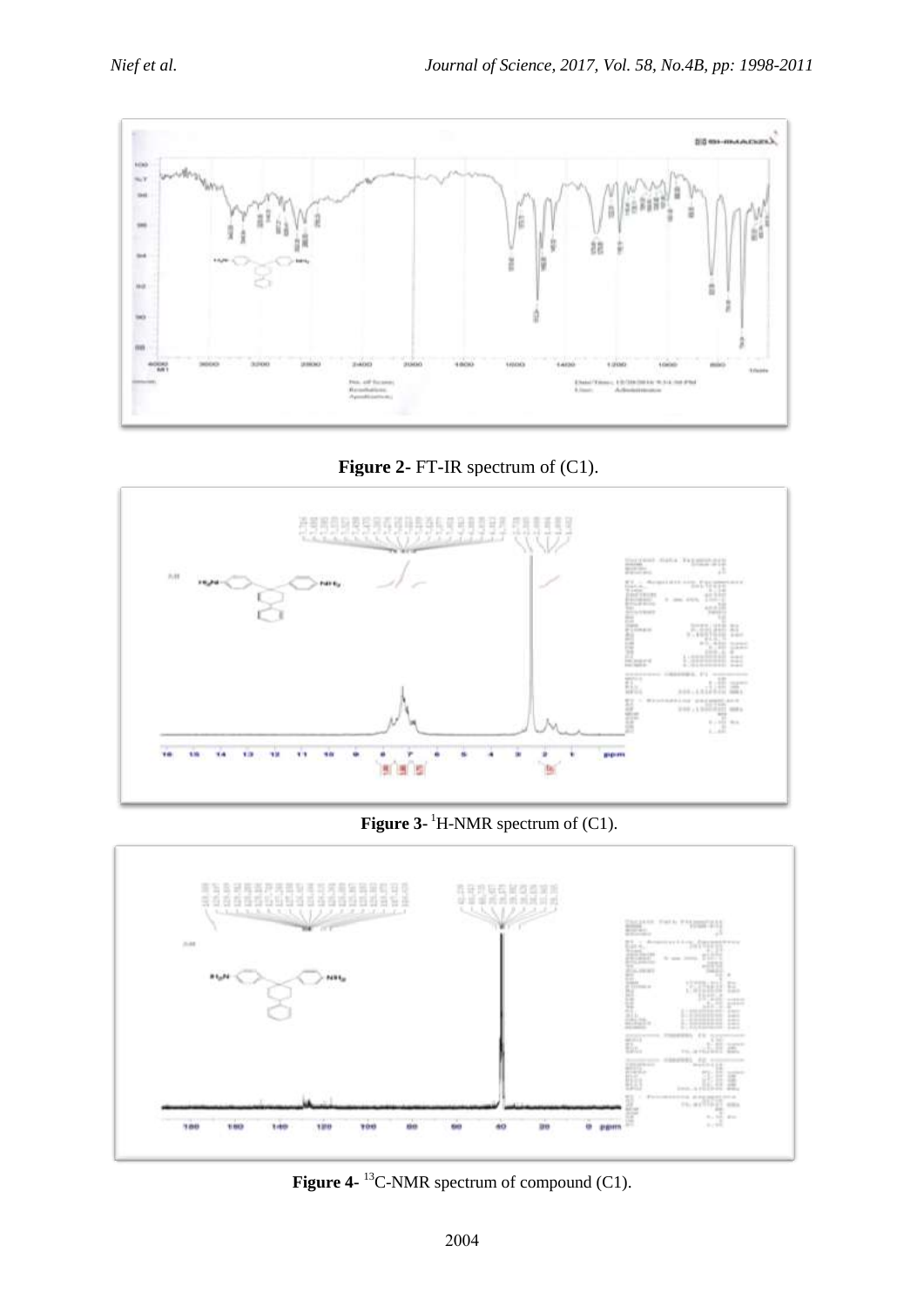**Figure 2-** FT-IR spectrum of (C1).

**Figure 3-** [1]H-NMR spectrum of (C1).

**Figure 4-** [13]C-NMR spectrum of compound (C1).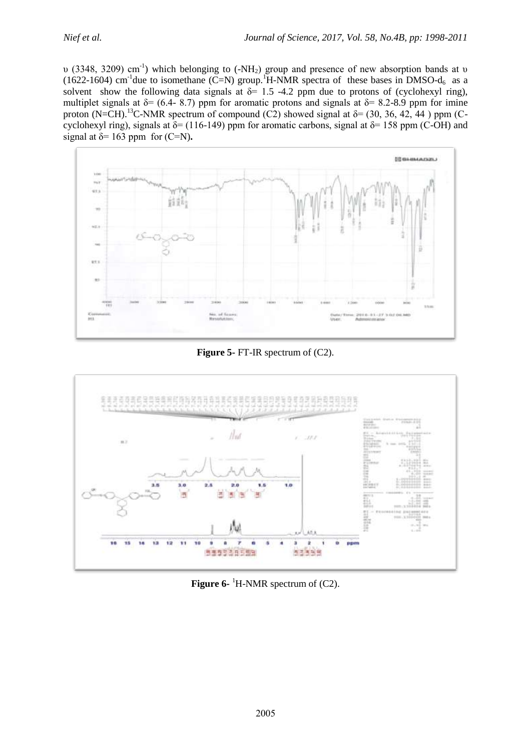υ (3348, 3209) $cm^{-1}$) which belonging to ($-NH_2$) group and presence of new absorption bands at υ (1622-1604) $cm^{-1}$due to isomethane (C=N) group.[1]H-NMR spectra of these bases in DMSO-$d_6$ as a solvent show the following data signals at δ= 1.5 -4.2 ppm due to protons of (cyclohexyl ring), multiplet signals at δ= (6.4- 8.7) ppm for aromatic protons and signals at δ= 8.2-8.9 ppm for imine proton (N=CH).[13]C-NMR spectrum of compound (C2) showed signal at δ= (30, 36, 42, 44 ) ppm (C-cyclohexyl ring), signals at δ= (116-149) ppm for aromatic carbons, signal at δ= 158 ppm (C-OH) and signal at δ= 163 ppm for (C=N).

**Figure 5-** FT-IR spectrum of (C2).

**Figure 6-** $^{1}$H-NMR spectrum of (C2).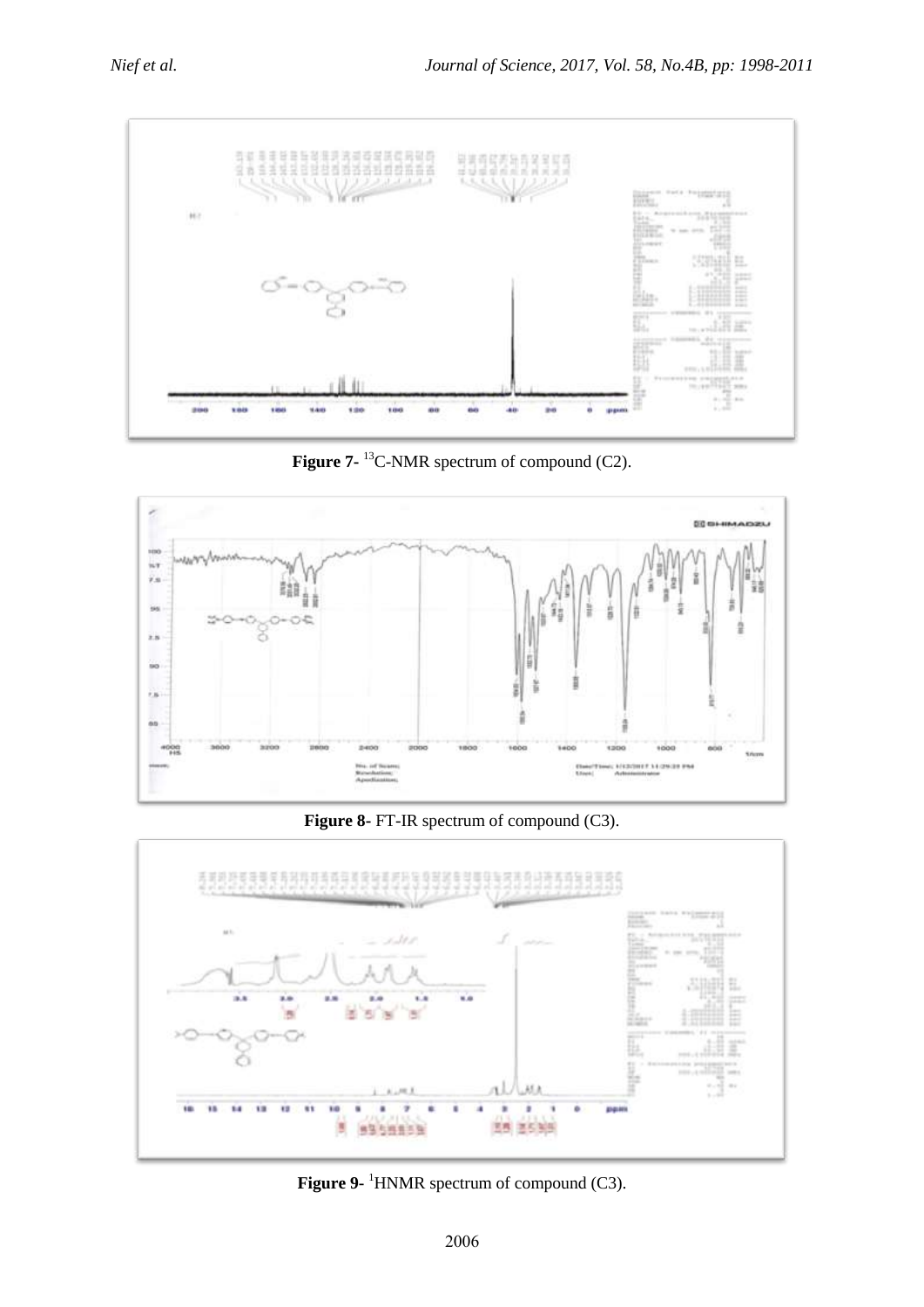**Figure 7-** $^{13}$C-NMR spectrum of compound (C2).

**Figure 8-** FT-IR spectrum of compound (C3).

**Figure 9-** $^{1}$HNMR spectrum of compound (C3).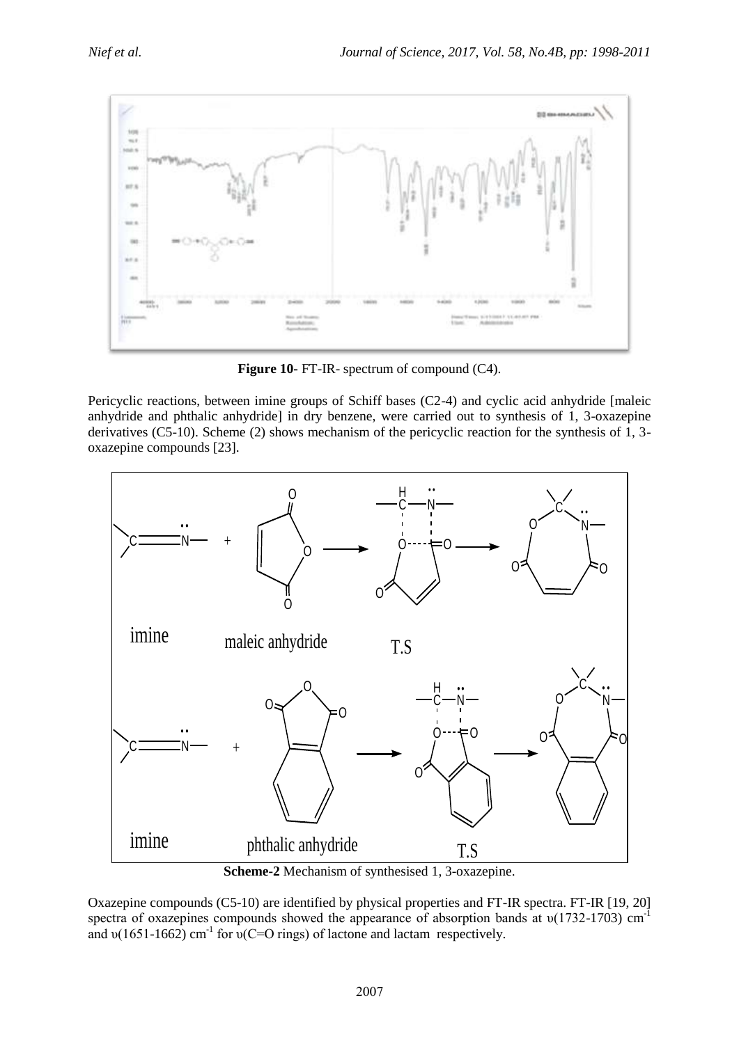**Figure 10-** FT-IR- spectrum of compound (C4).

Pericyclic reactions, between imine groups of Schiff bases (C2-4) and cyclic acid anhydride [maleic anhydride and phthalic anhydride] in dry benzene, were carried out to synthesis of 1, 3-oxazepine derivatives (C5-10). Scheme (2) shows mechanism of the pericyclic reaction for the synthesis of 1, 3-oxazepine compounds [23].

**Scheme-2** Mechanism of synthesised 1, 3-oxazepine.

Oxazepine compounds (C5-10) are identified by physical properties and FT-IR spectra. FT-IR [19, 20] spectra of oxazepines compounds showed the appearance of absorption bands at υ(1732-1703) $cm^{-1}$ and υ(1651-1662) $cm^{-1}$ for υ(C=O rings) of lactone and lactam respectively.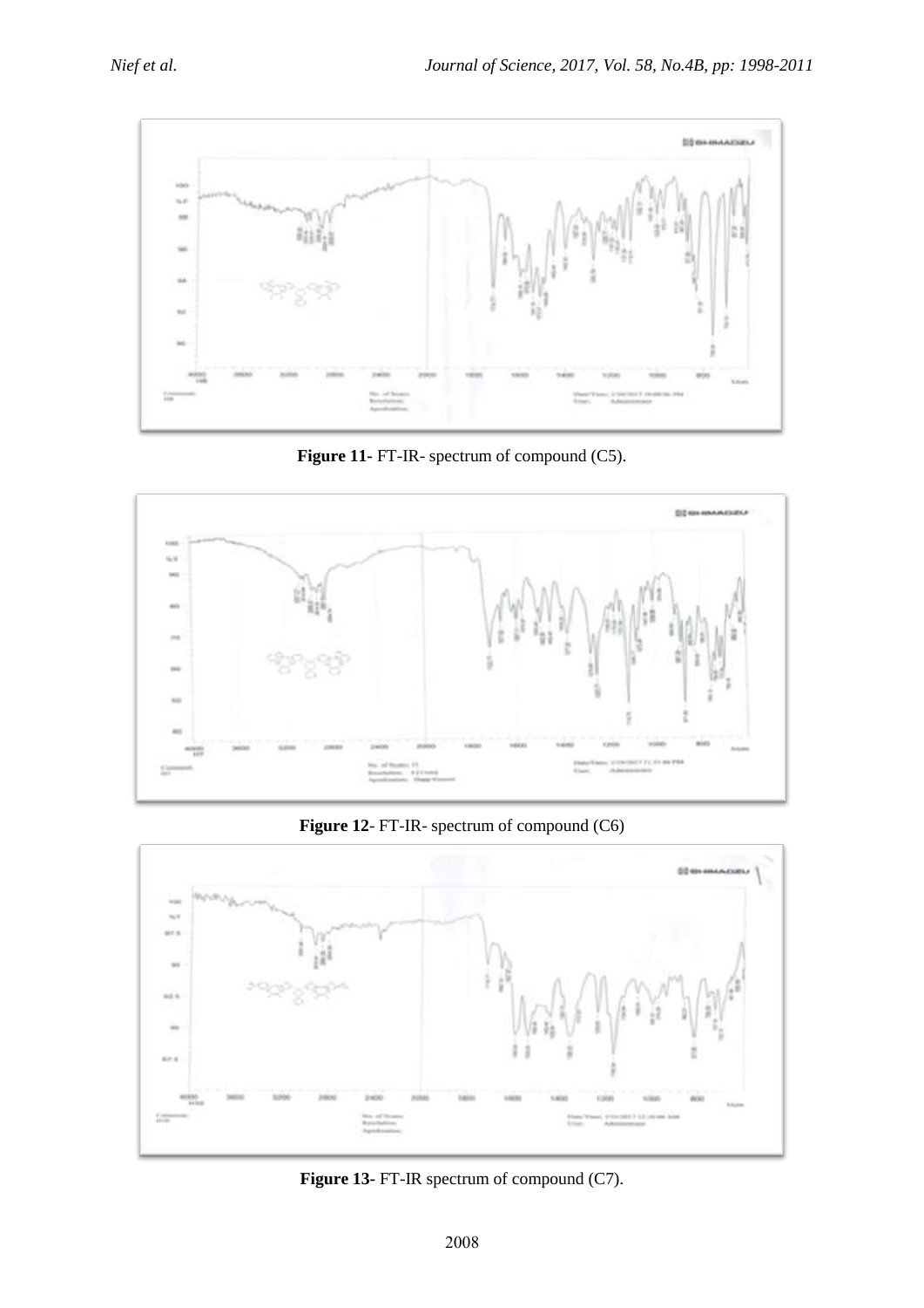**Figure 11-** FT-IR- spectrum of compound (C5).

**Figure 12**- FT-IR- spectrum of compound (C6)

**Figure 13**- FT-IR spectrum of compound (C7).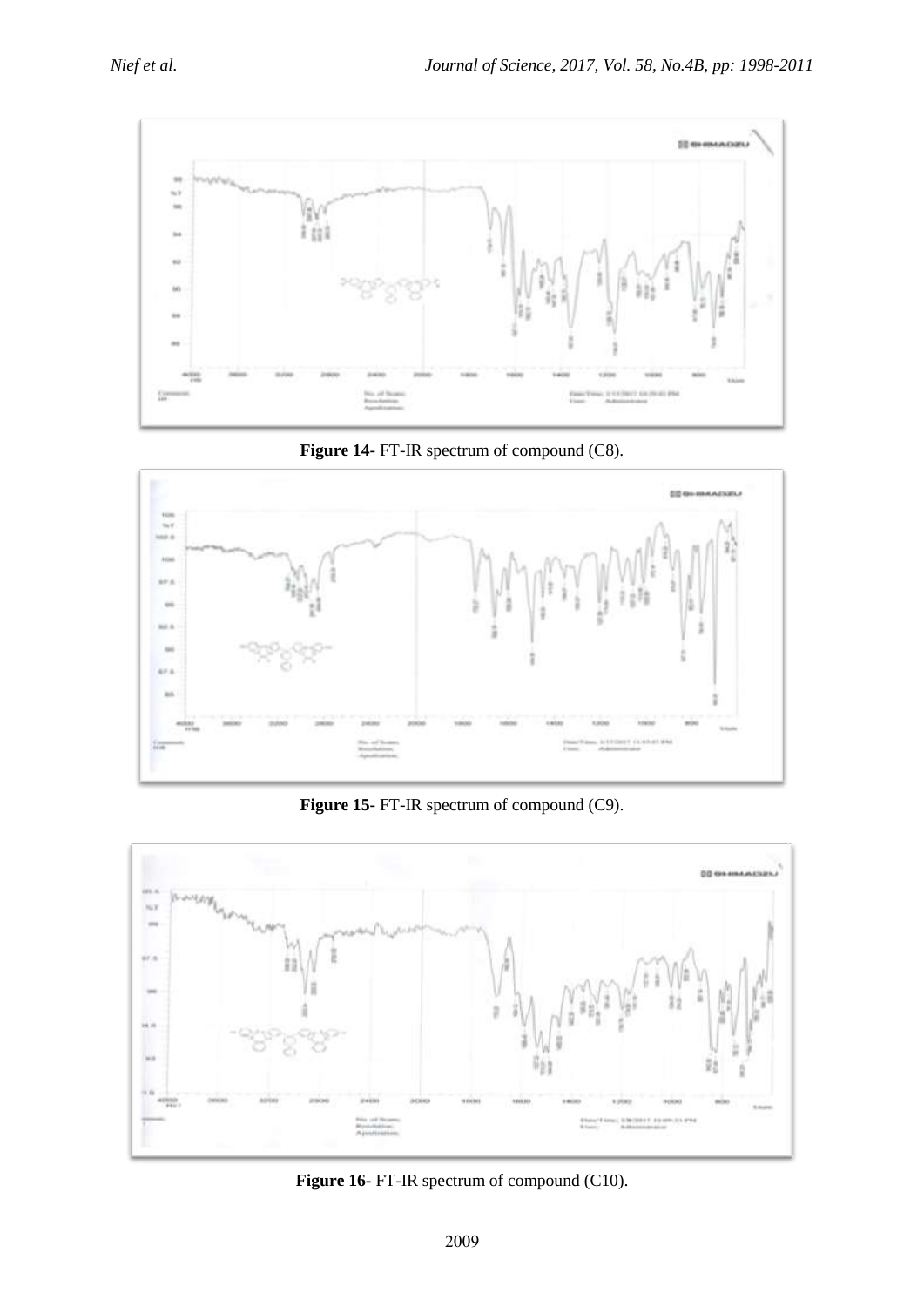**Figure 14-** FT-IR spectrum of compound (C8).

**Figure 15-** FT-IR spectrum of compound (C9).

**Figure 16-** FT-IR spectrum of compound (C10).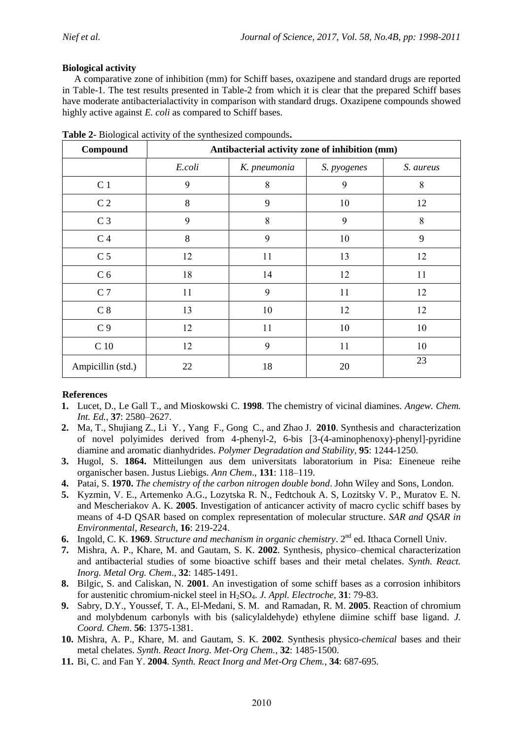**Biological activity**

A comparative zone of inhibition (mm) for Schiff bases, oxazipene and standard drugs are reported in Table-1. The test results presented in Table-2 from which it is clear that the prepared Schiff bases have moderate antibacterialactivity in comparison with standard drugs. Oxazipene compounds showed highly active against *E. coli* as compared to Schiff bases.

**Table 2-** Biological activity of the synthesized compounds**.**

| Compound | Antibacterial activity zone of inhibition (mm) | | | |
|---|---|---|---|---|
| | *E.coli* | *K. pneumonia* | *S. pyogenes* | *S. aureus* |
| C 1 | 9 | 8 | 9 | 8 |
| C 2 | 8 | 9 | 10 | 12 |
| C 3 | 9 | 8 | 9 | 8 |
| C 4 | 8 | 9 | 10 | 9 |
| C 5 | 12 | 11 | 13 | 12 |
| C 6 | 18 | 14 | 12 | 11 |
| C 7 | 11 | 9 | 11 | 12 |
| C 8 | 13 | 10 | 12 | 12 |
| C 9 | 12 | 11 | 10 | 10 |
| C 10 | 12 | 9 | 11 | 10 |
| Ampicillin (std.) | 22 | 18 | 20 | 23 |

**References**

1. Lucet, D., Le Gall T., and Mioskowski C. **1998**. The chemistry of vicinal diamines. *Angew. Chem. Int. Ed.*, **37**: 2580–2627.
2. Ma, T., Shujiang Z., Li Y. , Yang F., Gong C., and Zhao J. **2010**. Synthesis and characterization of novel polyimides derived from 4-phenyl-2, 6-bis [3-(4-aminophenoxy)-phenyl]-pyridine diamine and aromatic dianhydrides. *Polymer Degradation and Stability*, **95**: 1244-1250.
3. Hugol, S. **1864.** Mitteilungen aus dem universitats laboratorium in Pisa: Eineneue reihe organischer basen. Justus Liebigs. *Ann Chem*., **131**: 118–119.
4. Patai, S. **1970.** *The chemistry of the carbon nitrogen double bond*. John Wiley and Sons, London.
5. Kyzmin, V. E., Artemenko A.G., Lozytska R. N., Fedtchouk A. S, Lozitsky V. P., Muratov E. N. and Mescheriakov A. K. **2005**. Investigation of anticancer activity of macro cyclic schiff bases by means of 4-D QSAR based on complex representation of molecular structure. *SAR and QSAR in Environmental, Research*, **16**: 219-224.
6. Ingold, C. K. **1969**. *Structure and mechanism in organic chemistry*. 2nd ed. Ithaca Cornell Univ.
7. Mishra, A. P., Khare, M. and Gautam, S. K. **2002**. Synthesis, physico–chemical characterization and antibacterial studies of some bioactive schiff bases and their metal chelates. *Synth. React. Inorg. Metal Org. Chem*., **32**: 1485-1491.
8. Bilgic, S. and Caliskan, N. **2001**. An investigation of some schiff bases as a corrosion inhibitors for austenitic chromium-nickel steel in $H_2SO_4$. *J. Appl. Electroche*, **31**: 79-83.
9. Sabry, D.Y., Youssef, T. A., El-Medani, S. M. and Ramadan, R. M. **2005**. Reaction of chromium and molybdenum carbonyls with bis (salicylaldehyde) ethylene diimine schiff base ligand. *J. Coord. Chem*. **56**: 1375-1381.
10. Mishra, A. P., Khare, M. and Gautam, S. K. **2002**. Synthesis physico-*chemical* bases and their metal chelates. *Synth. React Inorg. Met-Org Chem.*, **32**: 1485-1500.
11. Bi, C. and Fan Y. **2004**. *Synth. React Inorg and Met-Org Chem.*, **34**: 687-695.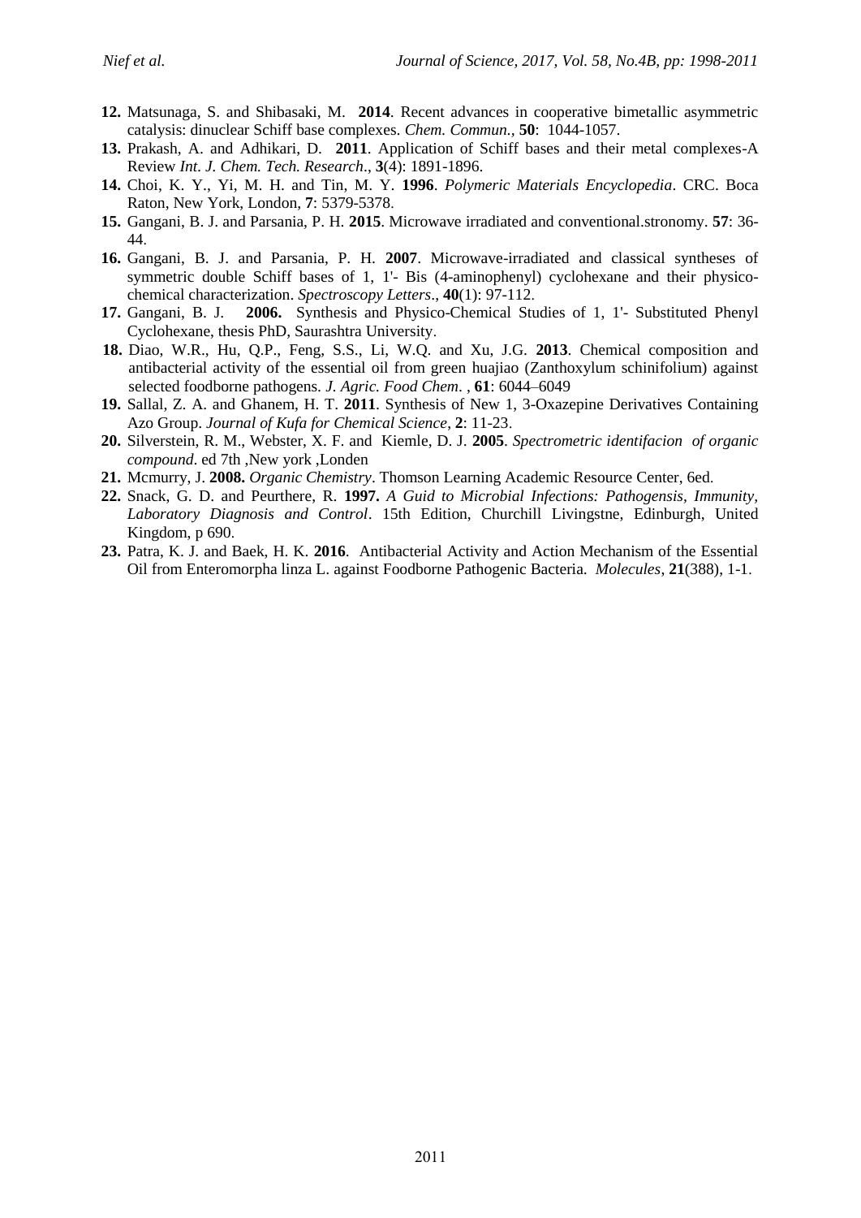12. Matsunaga, S. and Shibasaki, M. **2014**. Recent advances in cooperative bimetallic asymmetric catalysis: dinuclear Schiff base complexes. *Chem. Commun.*, **50**: 1044-1057.
13. Prakash, A. and Adhikari, D. **2011**. Application of Schiff bases and their metal complexes-A Review *Int. J. Chem. Tech. Research*., **3**(4): 1891-1896.
14. Choi, K. Y., Yi, M. H. and Tin, M. Y. **1996**. *Polymeric Materials Encyclopedia*. CRC. Boca Raton, New York, London, **7**: 5379-5378.
15. Gangani, B. J. and Parsania, P. H. **2015**. Microwave irradiated and conventional.stronomy. **57**: 36-44.
16. Gangani, B. J. and Parsania, P. H. **2007**. Microwave-irradiated and classical syntheses of symmetric double Schiff bases of 1, 1'- Bis (4-aminophenyl) cyclohexane and their physico-chemical characterization. *Spectroscopy Letters*., **40**(1): 97-112.
17. Gangani, B. J. **2006.** Synthesis and Physico-Chemical Studies of 1, 1'- Substituted Phenyl Cyclohexane, thesis PhD, Saurashtra University.
18. Diao, W.R., Hu, Q.P., Feng, S.S., Li, W.Q. and Xu, J.G. **2013**. Chemical composition and antibacterial activity of the essential oil from green huajiao (Zanthoxylum schinifolium) against selected foodborne pathogens. *J. Agric. Food Chem.* , **61**: 6044–6049
19. Sallal, Z. A. and Ghanem, H. T. **2011**. Synthesis of New 1, 3-Oxazepine Derivatives Containing Azo Group. *Journal of Kufa for Chemical Science*, **2**: 11-23.
20. Silverstein, R. M., Webster, X. F. and Kiemle, D. J. **2005**. *Spectrometric identifacion of organic compound*. ed 7th ,New york ,Londen
21. Mcmurry, J. **2008.** *Organic Chemistry*. Thomson Learning Academic Resource Center, 6ed.
22. Snack, G. D. and Peurthere, R. **1997.** *A Guid to Microbial Infections: Pathogensis, Immunity, Laboratory Diagnosis and Control*. 15th Edition, Churchill Livingstne, Edinburgh, United Kingdom, p 690.
23. Patra, K. J. and Baek, H. K. **2016**. Antibacterial Activity and Action Mechanism of the Essential Oil from Enteromorpha linza L. against Foodborne Pathogenic Bacteria. *Molecules*, **21**(388), 1-1.